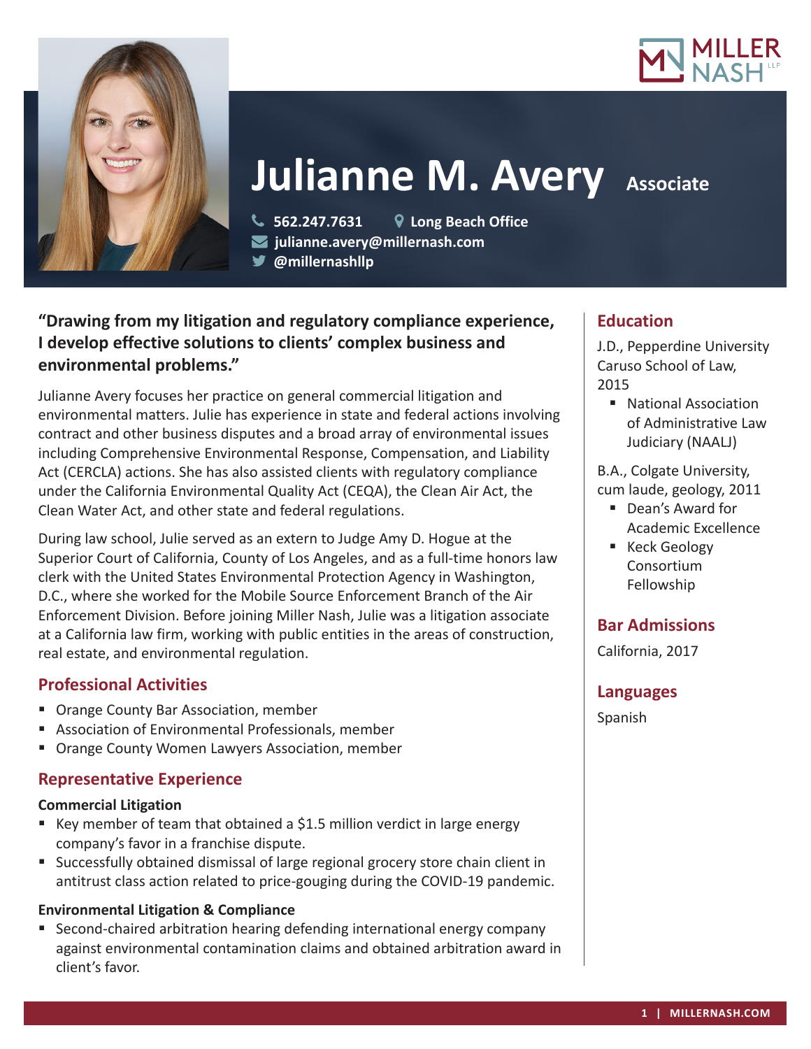MILLER NASH LLP

# Julianne M. Avery

**Associate**

562.247.7631 | Long Beach Office
julianne.avery@millernash.com
@millernashllp

**"Drawing from my litigation and regulatory compliance experience, I develop effective solutions to clients' complex business and environmental problems."**

Julianne Avery focuses her practice on general commercial litigation and environmental matters. Julie has experience in state and federal actions involving contract and other business disputes and a broad array of environmental issues including Comprehensive Environmental Response, Compensation, and Liability Act (CERCLA) actions. She has also assisted clients with regulatory compliance under the California Environmental Quality Act (CEQA), the Clean Air Act, the Clean Water Act, and other state and federal regulations.

During law school, Julie served as an extern to Judge Amy D. Hogue at the Superior Court of California, County of Los Angeles, and as a full-time honors law clerk with the United States Environmental Protection Agency in Washington, D.C., where she worked for the Mobile Source Enforcement Branch of the Air Enforcement Division. Before joining Miller Nash, Julie was a litigation associate at a California law firm, working with public entities in the areas of construction, real estate, and environmental regulation.

## Professional Activities

- Orange County Bar Association, member
- Association of Environmental Professionals, member
- Orange County Women Lawyers Association, member

## Representative Experience

### Commercial Litigation

- Key member of team that obtained a $1.5 million verdict in large energy company's favor in a franchise dispute.
- Successfully obtained dismissal of large regional grocery store chain client in antitrust class action related to price-gouging during the COVID-19 pandemic.

### Environmental Litigation & Compliance

- Second-chaired arbitration hearing defending international energy company against environmental contamination claims and obtained arbitration award in client's favor.

## Education

J.D., Pepperdine University Caruso School of Law, 2015

- National Association of Administrative Law Judiciary (NAALJ)

B.A., Colgate University, cum laude, geology, 2011

- Dean's Award for Academic Excellence
- Keck Geology Consortium Fellowship

## Bar Admissions

California, 2017

## Languages

Spanish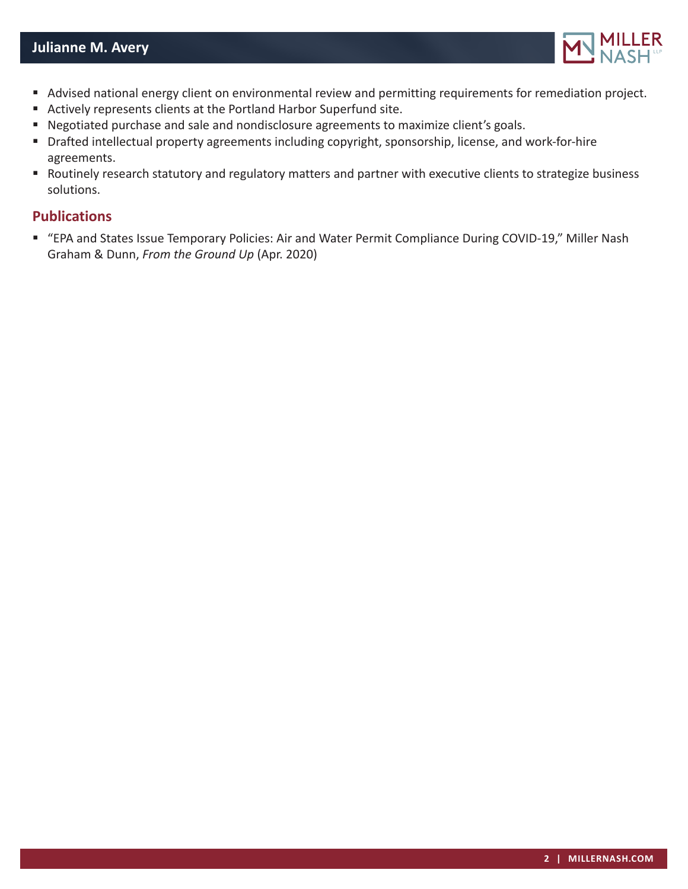- Advised national energy client on environmental review and permitting requirements for remediation project.
- Actively represents clients at the Portland Harbor Superfund site.
- Negotiated purchase and sale and nondisclosure agreements to maximize client's goals.
- Drafted intellectual property agreements including copyright, sponsorship, license, and work-for-hire agreements.
- Routinely research statutory and regulatory matters and partner with executive clients to strategize business solutions.

## Publications

- "EPA and States Issue Temporary Policies: Air and Water Permit Compliance During COVID-19," Miller Nash Graham & Dunn, *From the Ground Up* (Apr. 2020)